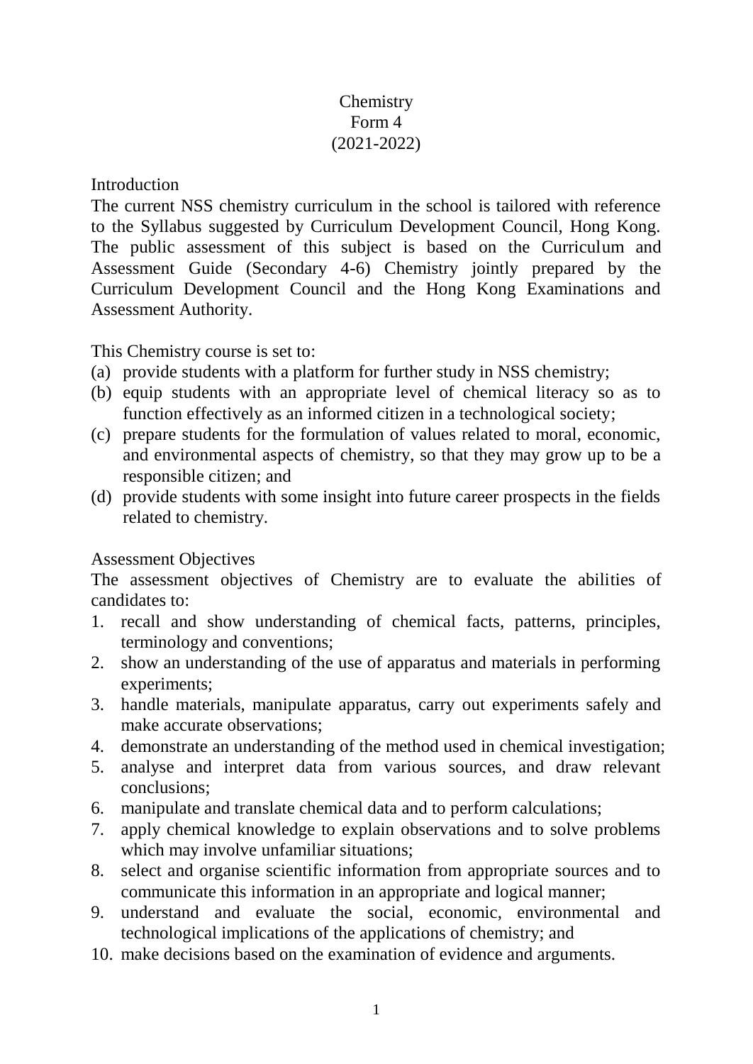# Chemistry
## Form 4
## (2021-2022)

### Introduction

The current NSS chemistry curriculum in the school is tailored with reference to the Syllabus suggested by Curriculum Development Council, Hong Kong. The public assessment of this subject is based on the Curriculum and Assessment Guide (Secondary 4-6) Chemistry jointly prepared by the Curriculum Development Council and the Hong Kong Examinations and Assessment Authority.

This Chemistry course is set to:

(a) provide students with a platform for further study in NSS chemistry;
(b) equip students with an appropriate level of chemical literacy so as to function effectively as an informed citizen in a technological society;
(c) prepare students for the formulation of values related to moral, economic, and environmental aspects of chemistry, so that they may grow up to be a responsible citizen; and
(d) provide students with some insight into future career prospects in the fields related to chemistry.

### Assessment Objectives

The assessment objectives of Chemistry are to evaluate the abilities of candidates to:

1. recall and show understanding of chemical facts, patterns, principles, terminology and conventions;
2. show an understanding of the use of apparatus and materials in performing experiments;
3. handle materials, manipulate apparatus, carry out experiments safely and make accurate observations;
4. demonstrate an understanding of the method used in chemical investigation;
5. analyse and interpret data from various sources, and draw relevant conclusions;
6. manipulate and translate chemical data and to perform calculations;
7. apply chemical knowledge to explain observations and to solve problems which may involve unfamiliar situations;
8. select and organise scientific information from appropriate sources and to communicate this information in an appropriate and logical manner;
9. understand and evaluate the social, economic, environmental and technological implications of the applications of chemistry; and
10. make decisions based on the examination of evidence and arguments.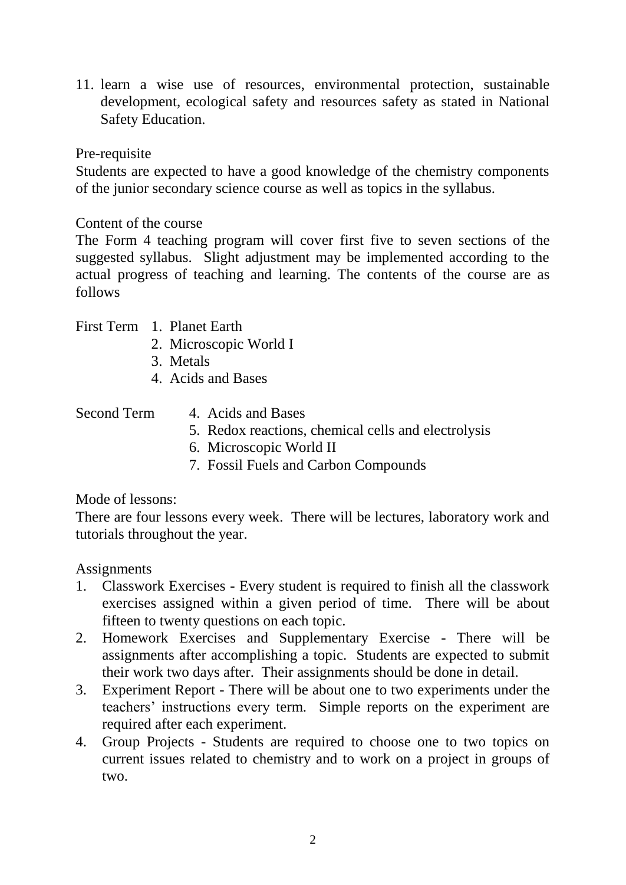11. learn a wise use of resources, environmental protection, sustainable development, ecological safety and resources safety as stated in National Safety Education.

Pre-requisite

Students are expected to have a good knowledge of the chemistry components of the junior secondary science course as well as topics in the syllabus.

Content of the course

The Form 4 teaching program will cover first five to seven sections of the suggested syllabus. Slight adjustment may be implemented according to the actual progress of teaching and learning. The contents of the course are as follows

First Term
1. Planet Earth
2. Microscopic World I
3. Metals
4. Acids and Bases

Second Term
4. Acids and Bases
5. Redox reactions, chemical cells and electrolysis
6. Microscopic World II
7. Fossil Fuels and Carbon Compounds

Mode of lessons:

There are four lessons every week. There will be lectures, laboratory work and tutorials throughout the year.

Assignments

1. Classwork Exercises - Every student is required to finish all the classwork exercises assigned within a given period of time. There will be about fifteen to twenty questions on each topic.
2. Homework Exercises and Supplementary Exercise - There will be assignments after accomplishing a topic. Students are expected to submit their work two days after. Their assignments should be done in detail.
3. Experiment Report - There will be about one to two experiments under the teachers' instructions every term. Simple reports on the experiment are required after each experiment.
4. Group Projects - Students are required to choose one to two topics on current issues related to chemistry and to work on a project in groups of two.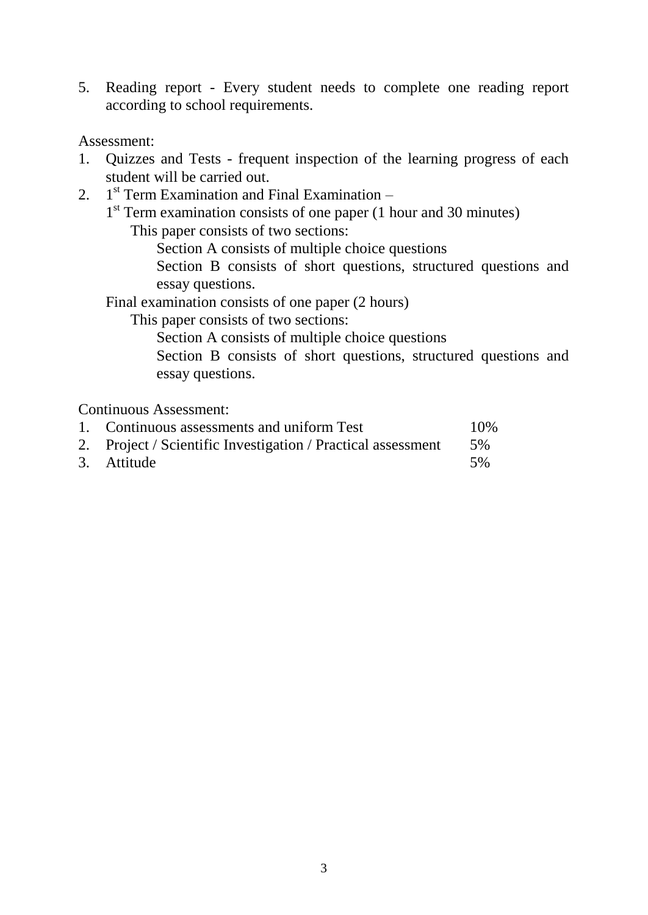5. Reading report - Every student needs to complete one reading report according to school requirements.

Assessment:

1. Quizzes and Tests - frequent inspection of the learning progress of each student will be carried out.
2. 1st Term Examination and Final Examination –

   1st Term examination consists of one paper (1 hour and 30 minutes)

   This paper consists of two sections:

   Section A consists of multiple choice questions

   Section B consists of short questions, structured questions and essay questions.

   Final examination consists of one paper (2 hours)

   This paper consists of two sections:

   Section A consists of multiple choice questions

   Section B consists of short questions, structured questions and essay questions.

Continuous Assessment:

| | | |
|---|---|---|
| 1. | Continuous assessments and uniform Test | 10% |
| 2. | Project / Scientific Investigation / Practical assessment | 5% |
| 3. | Attitude | 5% |